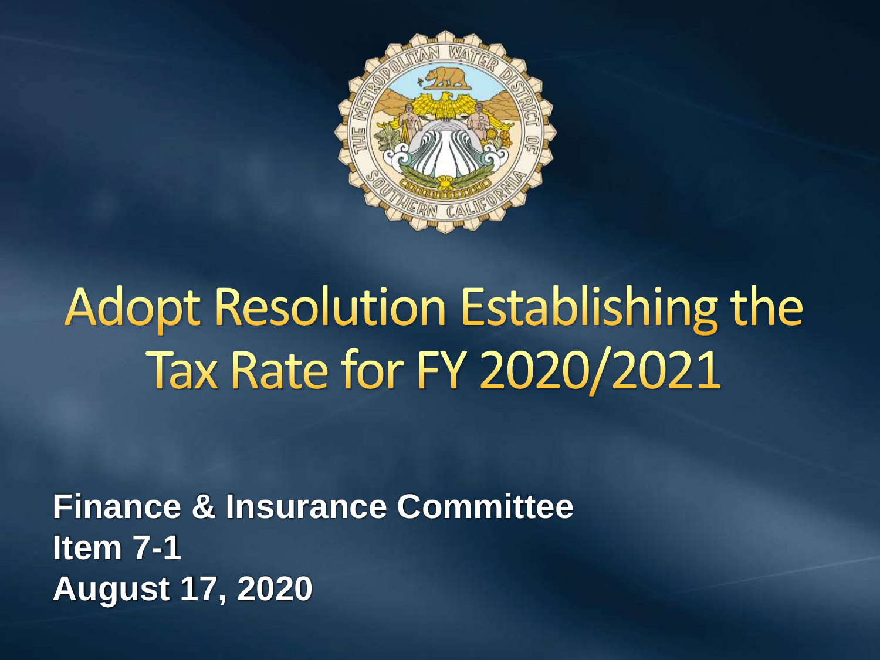# Adopt Resolution Establishing the Tax Rate for FY 2020/2021

**Finance & Insurance Committee**
**Item 7-1**
**August 17, 2020**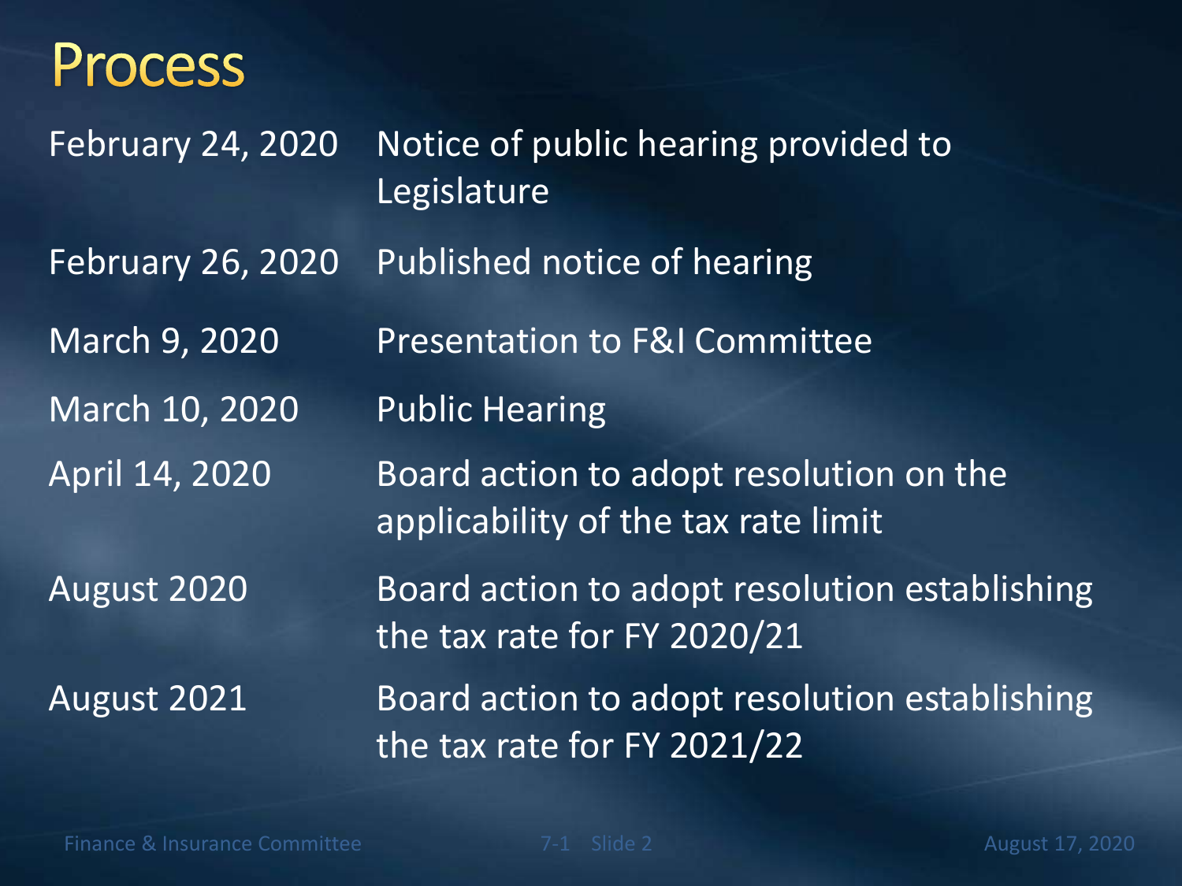# Process

| | |
|---|---|
| February 24, 2020 | Notice of public hearing provided to Legislature |
| February 26, 2020 | Published notice of hearing |
| March 9, 2020 | Presentation to F&I Committee |
| March 10, 2020 | Public Hearing |
| April 14, 2020 | Board action to adopt resolution on the applicability of the tax rate limit |
| August 2020 | Board action to adopt resolution establishing the tax rate for FY 2020/21 |
| August 2021 | Board action to adopt resolution establishing the tax rate for FY 2021/22 |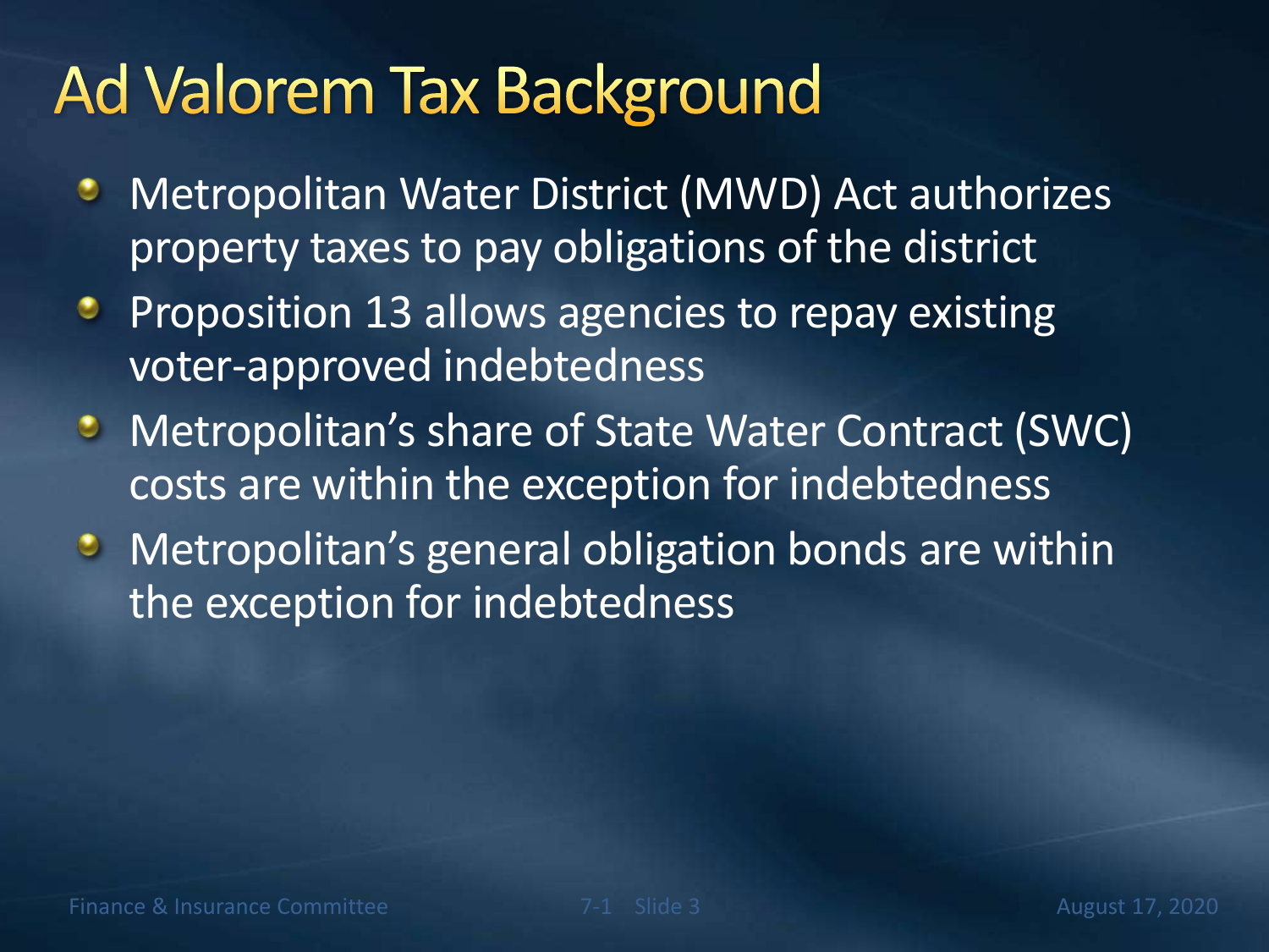# Ad Valorem Tax Background

- Metropolitan Water District (MWD) Act authorizes property taxes to pay obligations of the district
- Proposition 13 allows agencies to repay existing voter-approved indebtedness
- Metropolitan's share of State Water Contract (SWC) costs are within the exception for indebtedness
- Metropolitan's general obligation bonds are within the exception for indebtedness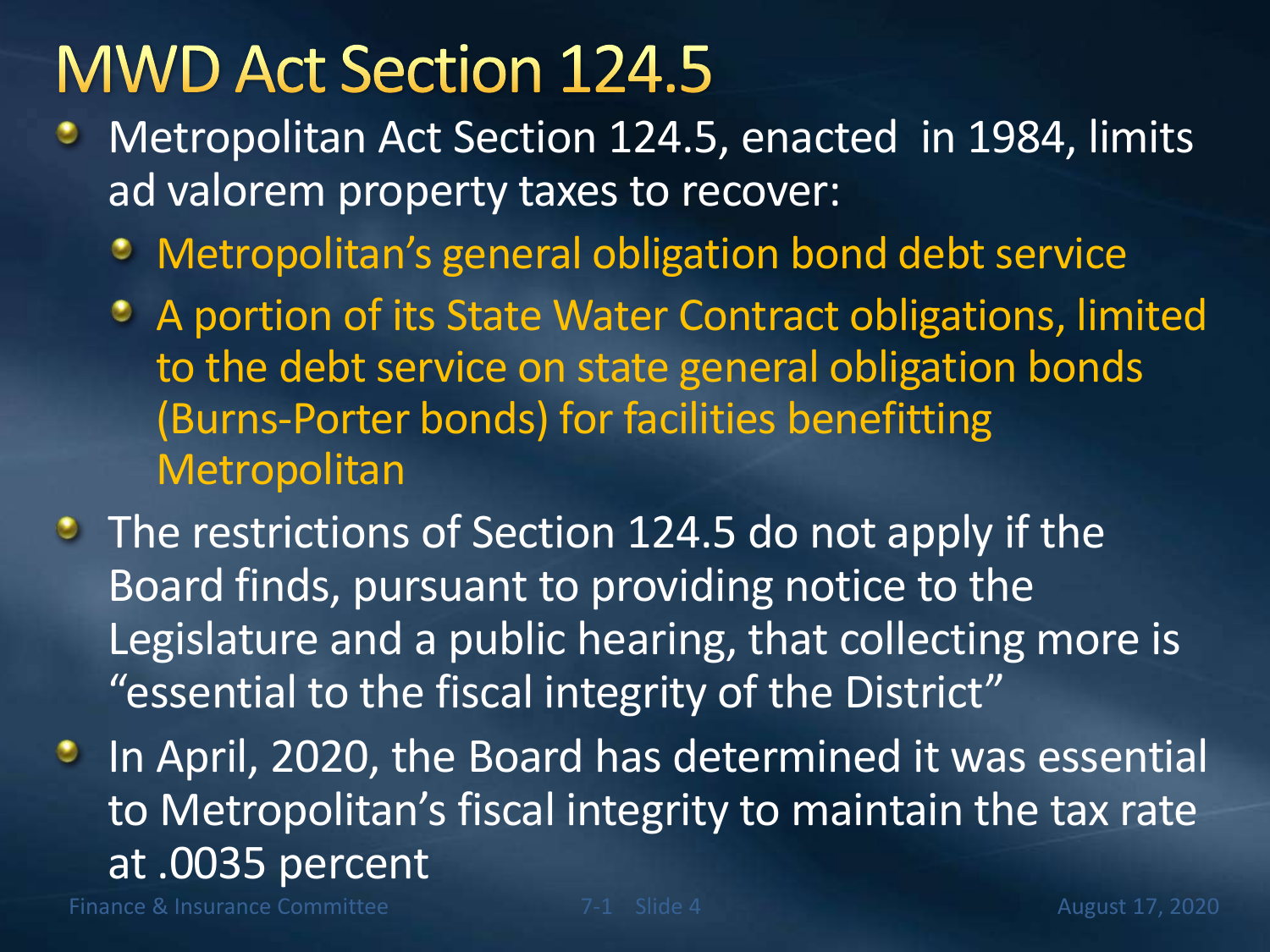# MWD Act Section 124.5

- Metropolitan Act Section 124.5, enacted  in 1984, limits ad valorem property taxes to recover:
  - Metropolitan's general obligation bond debt service
  - A portion of its State Water Contract obligations, limited to the debt service on state general obligation bonds (Burns-Porter bonds) for facilities benefitting Metropolitan
- The restrictions of Section 124.5 do not apply if the Board finds, pursuant to providing notice to the Legislature and a public hearing, that collecting more is "essential to the fiscal integrity of the District"
- In April, 2020, the Board has determined it was essential to Metropolitan's fiscal integrity to maintain the tax rate at .0035 percent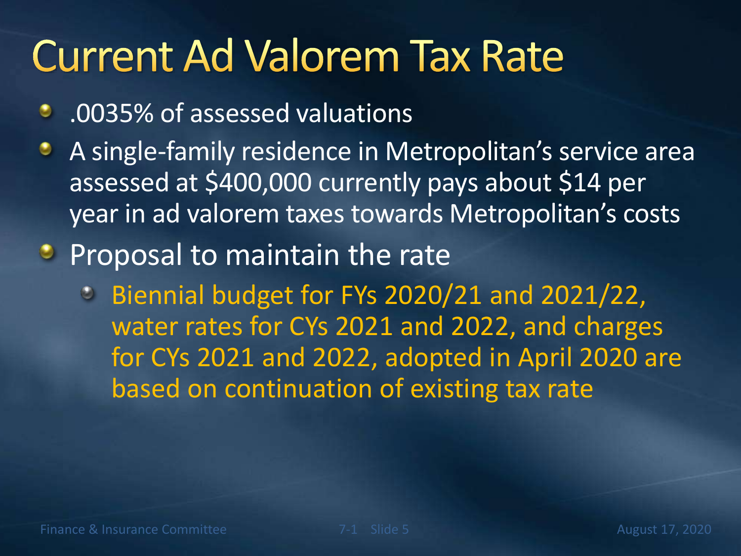# Current Ad Valorem Tax Rate

- .0035% of assessed valuations
- A single-family residence in Metropolitan's service area assessed at $400,000 currently pays about $14 per year in ad valorem taxes towards Metropolitan's costs
- Proposal to maintain the rate
  - Biennial budget for FYs 2020/21 and 2021/22, water rates for CYs 2021 and 2022, and charges for CYs 2021 and 2022, adopted in April 2020 are based on continuation of existing tax rate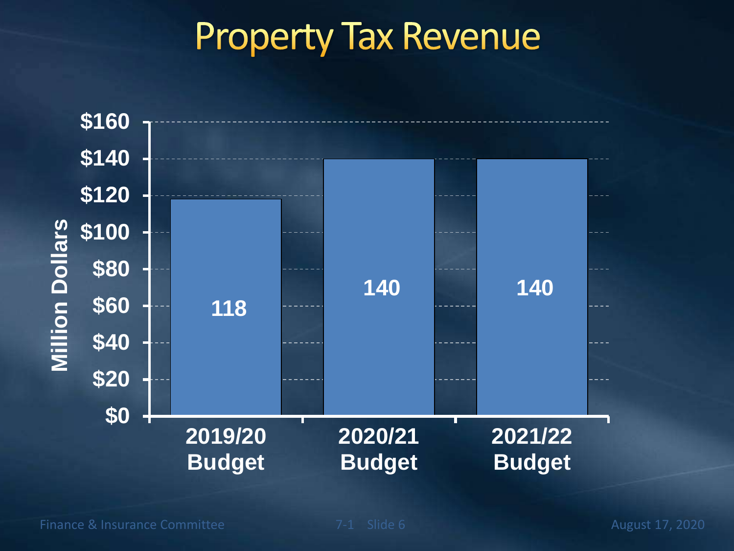# Property Tax Revenue

| | 2019/20 Budget | 2020/21 Budget | 2021/22 Budget |
|---|---|---|---|
| Million Dollars | 118 | 140 | 140 |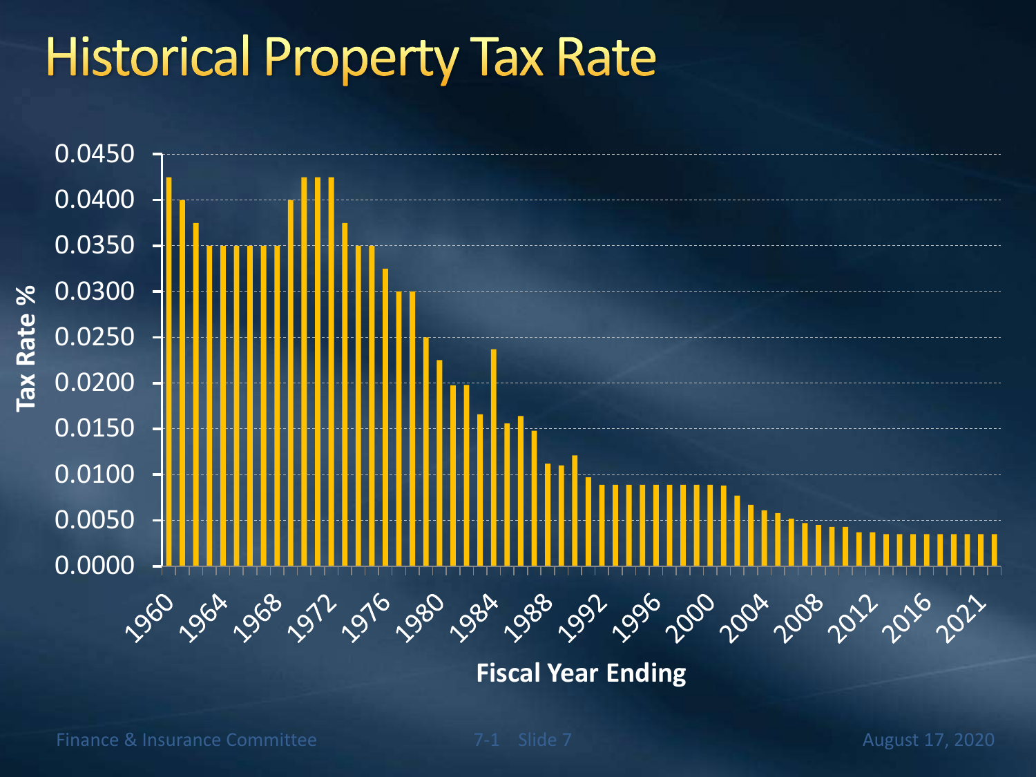# Historical Property Tax Rate

Tax Rate %

0.0450
0.0400
0.0350
0.0300
0.0250
0.0200
0.0150
0.0100
0.0050
0.0000

1960 1964 1968 1972 1976 1980 1984 1988 1992 1996 2000 2004 2008 2012 2016 2021

**Fiscal Year Ending**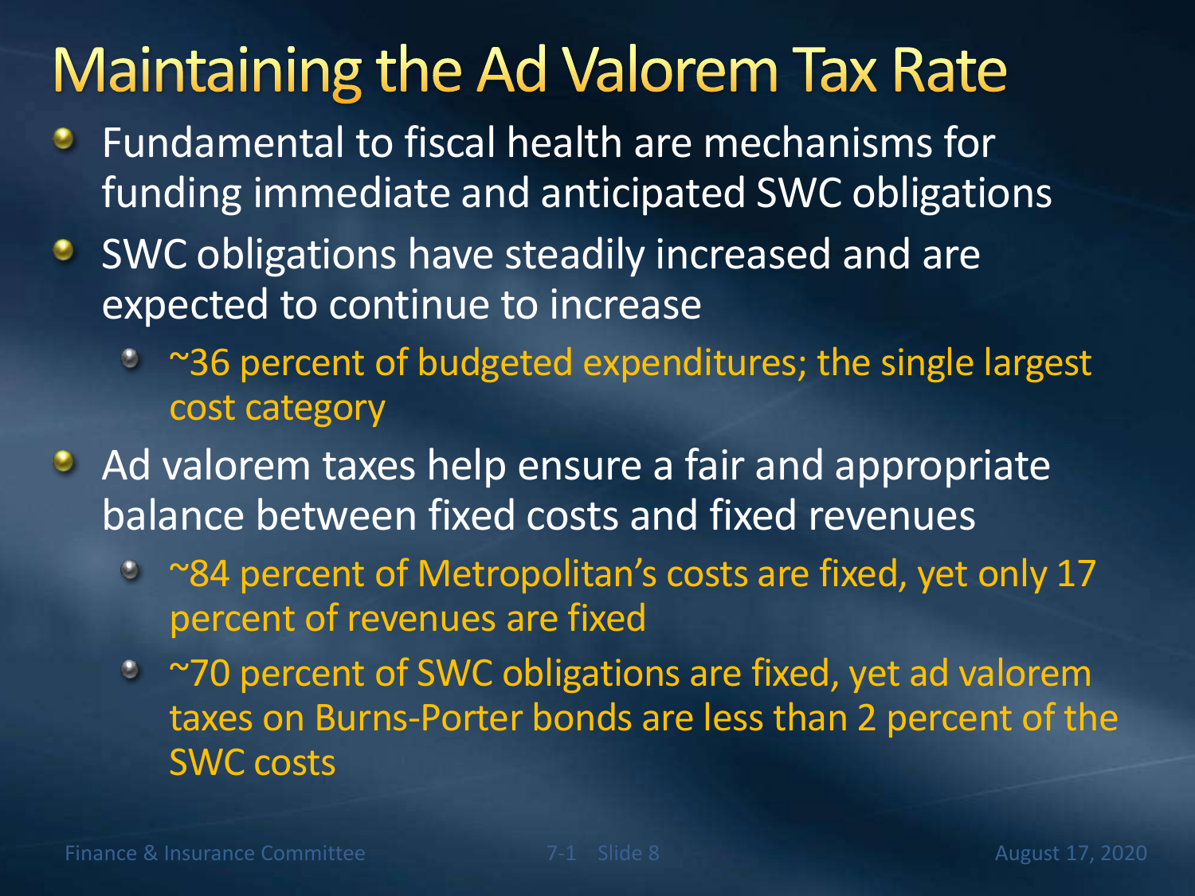# Maintaining the Ad Valorem Tax Rate

- Fundamental to fiscal health are mechanisms for funding immediate and anticipated SWC obligations
- SWC obligations have steadily increased and are expected to continue to increase
  - ~36 percent of budgeted expenditures; the single largest cost category
- Ad valorem taxes help ensure a fair and appropriate balance between fixed costs and fixed revenues
  - ~84 percent of Metropolitan's costs are fixed, yet only 17 percent of revenues are fixed
  - ~70 percent of SWC obligations are fixed, yet ad valorem taxes on Burns-Porter bonds are less than 2 percent of the SWC costs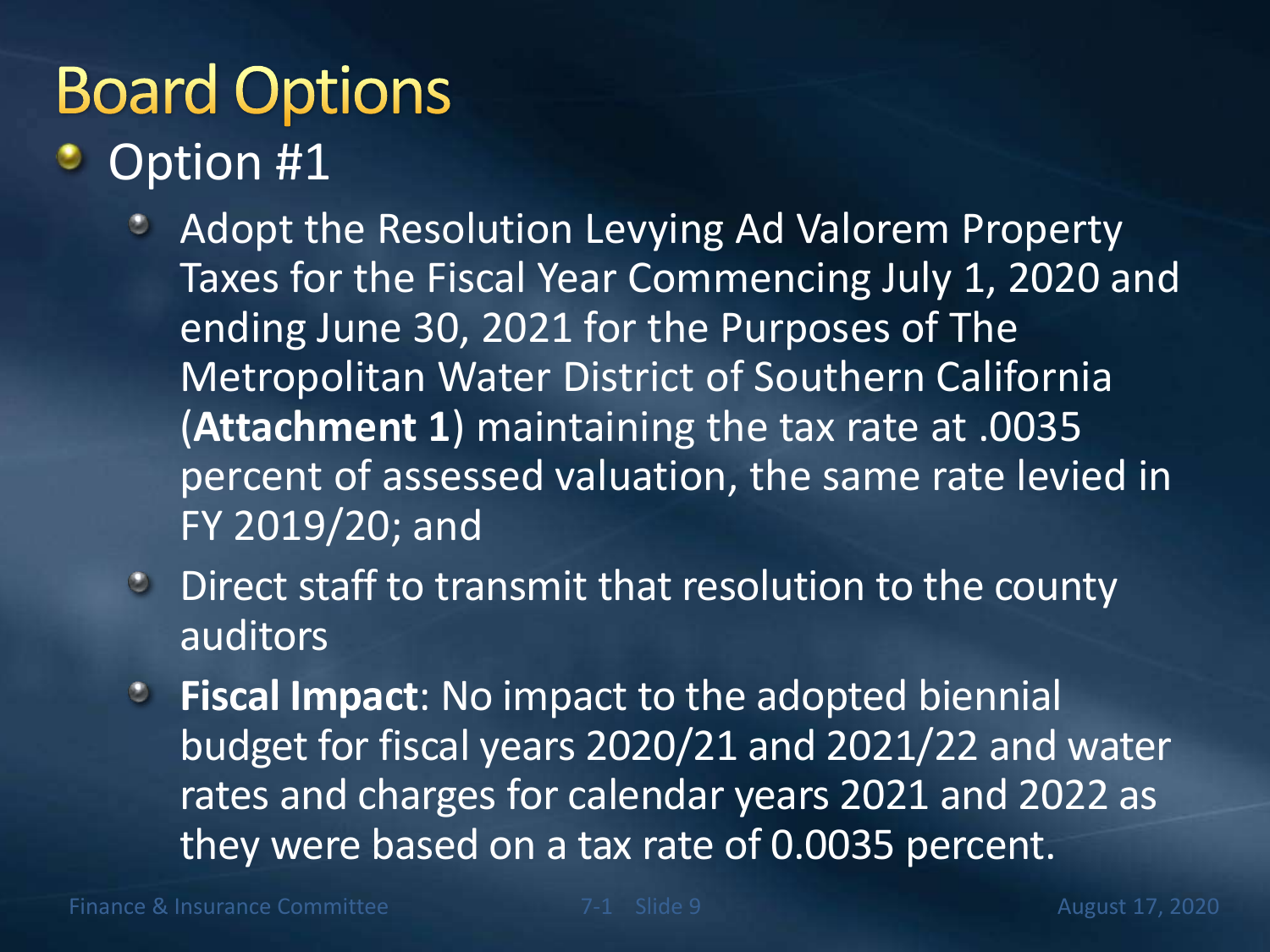# Board Options

- Option #1
  - Adopt the Resolution Levying Ad Valorem Property Taxes for the Fiscal Year Commencing July 1, 2020 and ending June 30, 2021 for the Purposes of The Metropolitan Water District of Southern California (**Attachment 1**) maintaining the tax rate at .0035 percent of assessed valuation, the same rate levied in FY 2019/20; and
  - Direct staff to transmit that resolution to the county auditors
  - **Fiscal Impact**: No impact to the adopted biennial budget for fiscal years 2020/21 and 2021/22 and water rates and charges for calendar years 2021 and 2022 as they were based on a tax rate of 0.0035 percent.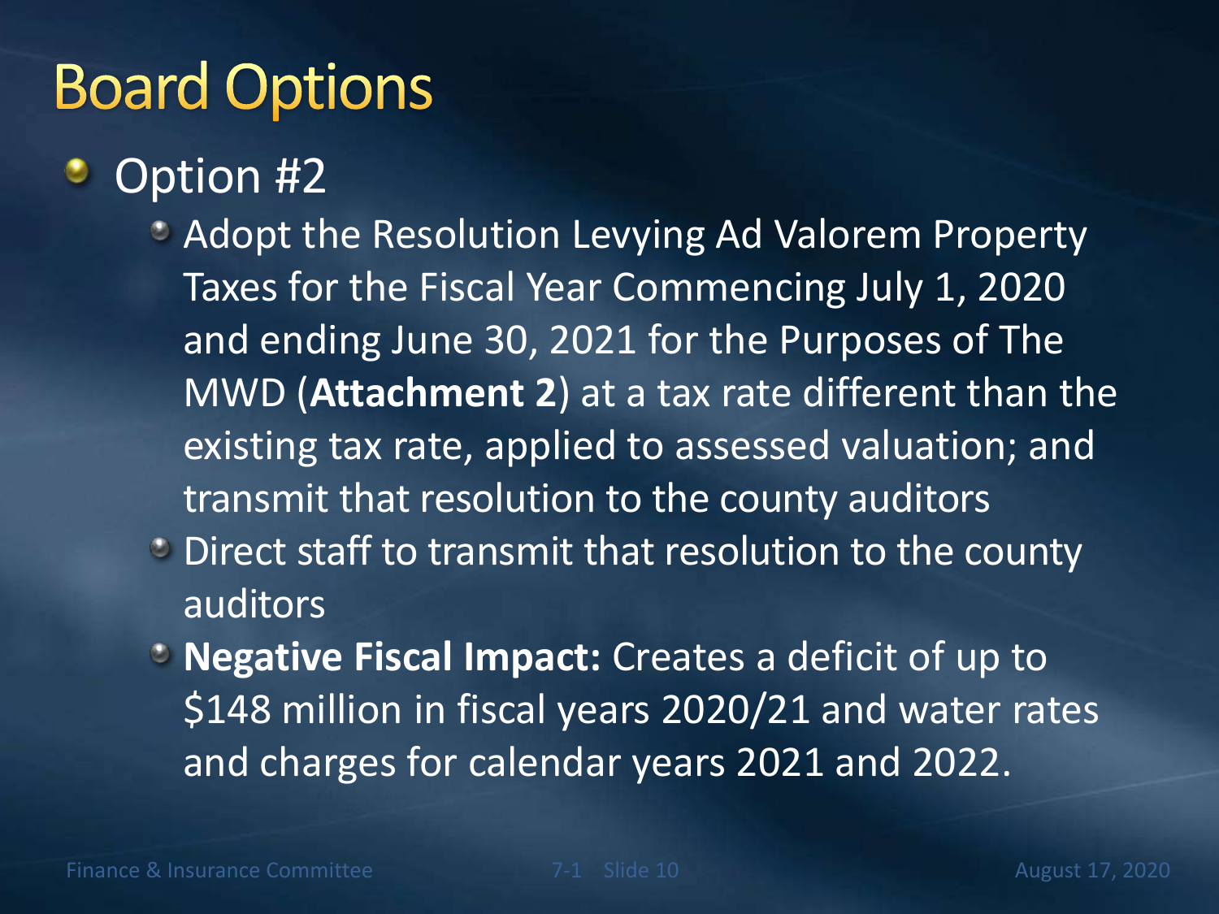# Board Options

- Option #2
  - Adopt the Resolution Levying Ad Valorem Property Taxes for the Fiscal Year Commencing July 1, 2020 and ending June 30, 2021 for the Purposes of The MWD (**Attachment 2**) at a tax rate different than the existing tax rate, applied to assessed valuation; and transmit that resolution to the county auditors
  - Direct staff to transmit that resolution to the county auditors
  - **Negative Fiscal Impact:** Creates a deficit of up to $148 million in fiscal years 2020/21 and water rates and charges for calendar years 2021 and 2022.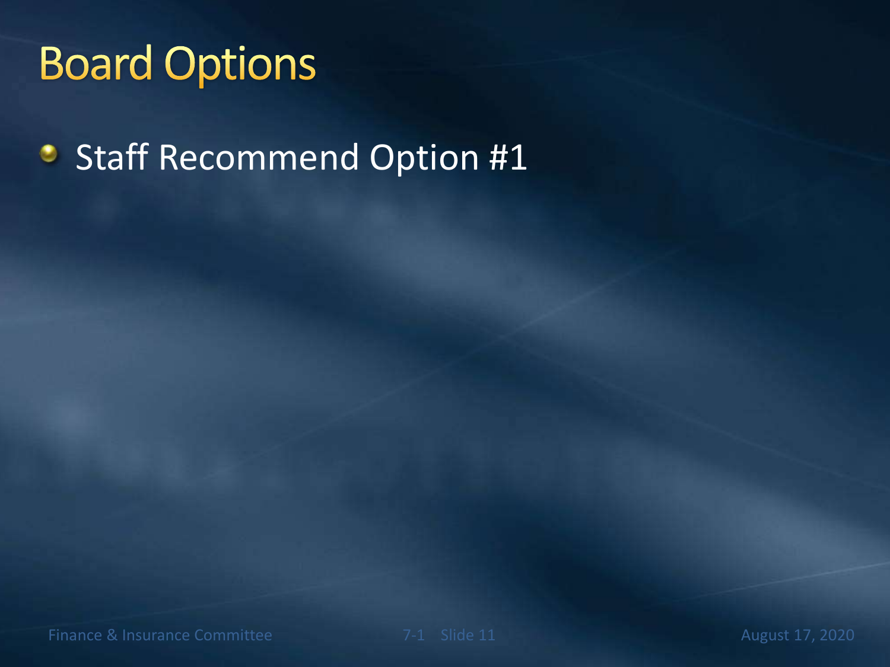# Board Options

- Staff Recommend Option #1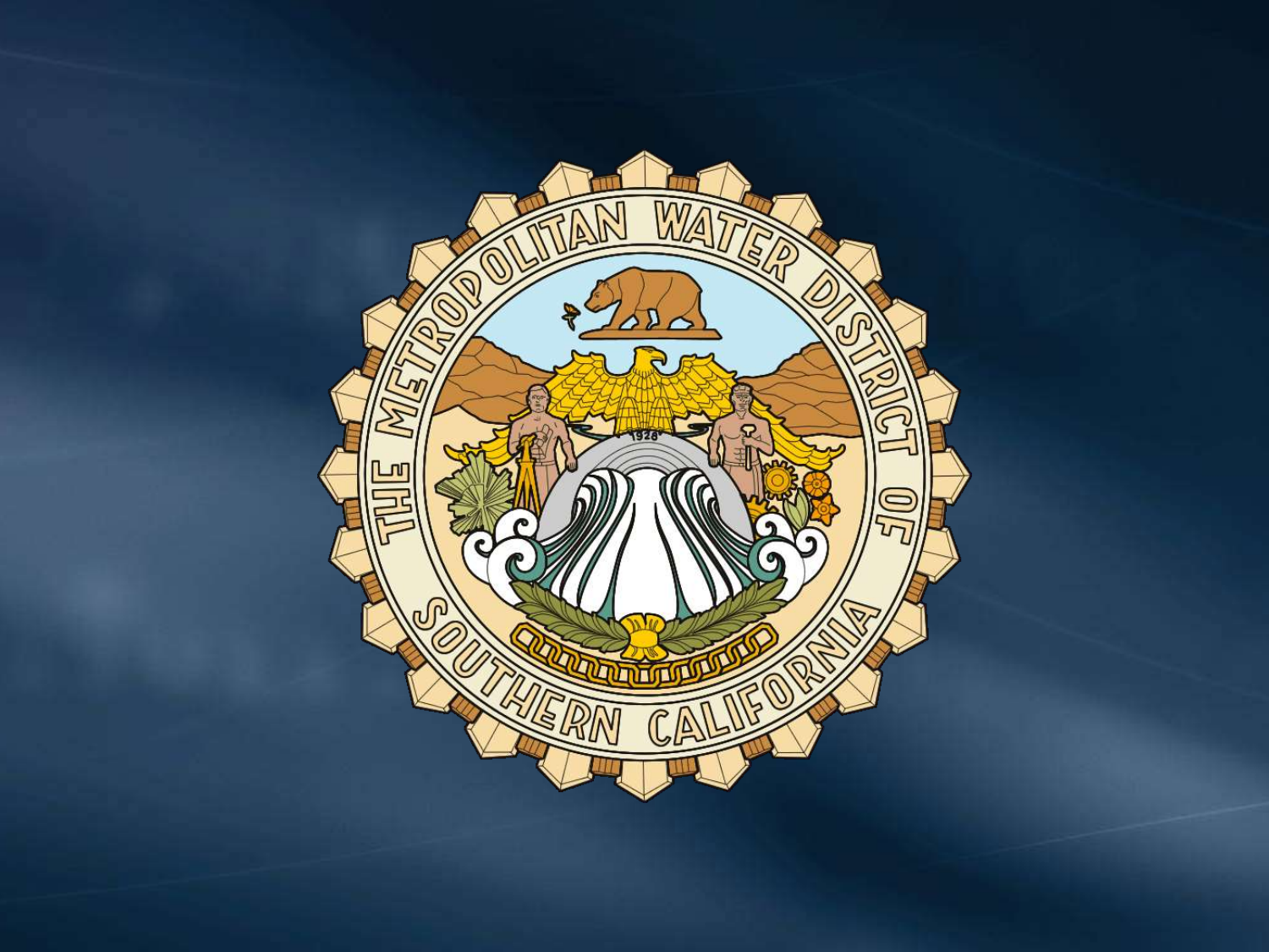THE METROPOLITAN WATER DISTRICT OF SOUTHERN CALIFORNIA

1928